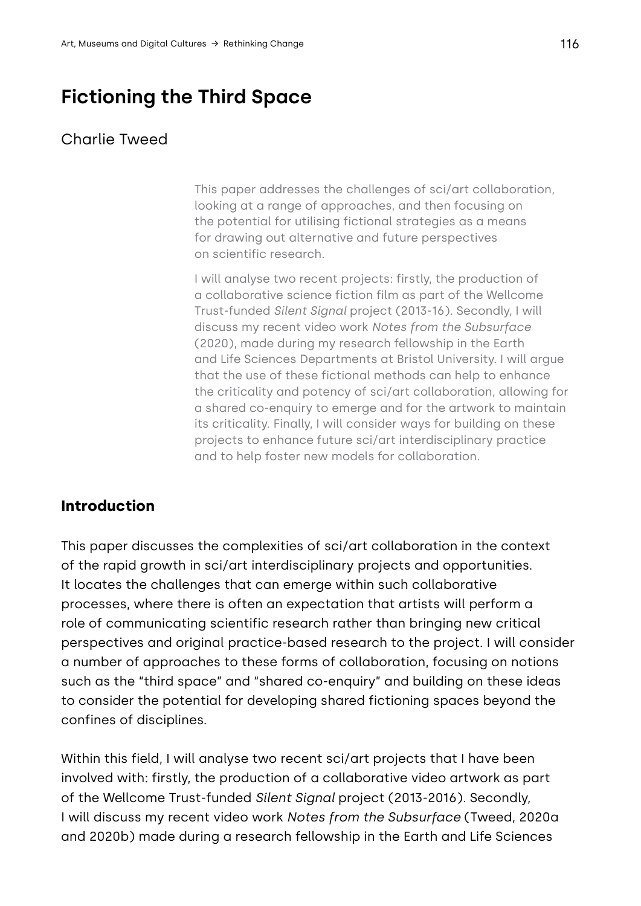# Fictioning the Third Space

Charlie Tweed

This paper addresses the challenges of sci/art collaboration, looking at a range of approaches, and then focusing on the potential for utilising fictional strategies as a means for drawing out alternative and future perspectives on scientific research.

I will analyse two recent projects: firstly, the production of a collaborative science fiction film as part of the Wellcome Trust-funded *Silent Signal* project (2013-16). Secondly, I will discuss my recent video work *Notes from the Subsurface* (2020), made during my research fellowship in the Earth and Life Sciences Departments at Bristol University. I will argue that the use of these fictional methods can help to enhance the criticality and potency of sci/art collaboration, allowing for a shared co-enquiry to emerge and for the artwork to maintain its criticality. Finally, I will consider ways for building on these projects to enhance future sci/art interdisciplinary practice and to help foster new models for collaboration.

## Introduction

This paper discusses the complexities of sci/art collaboration in the context of the rapid growth in sci/art interdisciplinary projects and opportunities. It locates the challenges that can emerge within such collaborative processes, where there is often an expectation that artists will perform a role of communicating scientific research rather than bringing new critical perspectives and original practice-based research to the project. I will consider a number of approaches to these forms of collaboration, focusing on notions such as the "third space" and "shared co-enquiry" and building on these ideas to consider the potential for developing shared fictioning spaces beyond the confines of disciplines.

Within this field, I will analyse two recent sci/art projects that I have been involved with: firstly, the production of a collaborative video artwork as part of the Wellcome Trust-funded *Silent Signal* project (2013-2016). Secondly, I will discuss my recent video work *Notes from the Subsurface* (Tweed, 2020a and 2020b) made during a research fellowship in the Earth and Life Sciences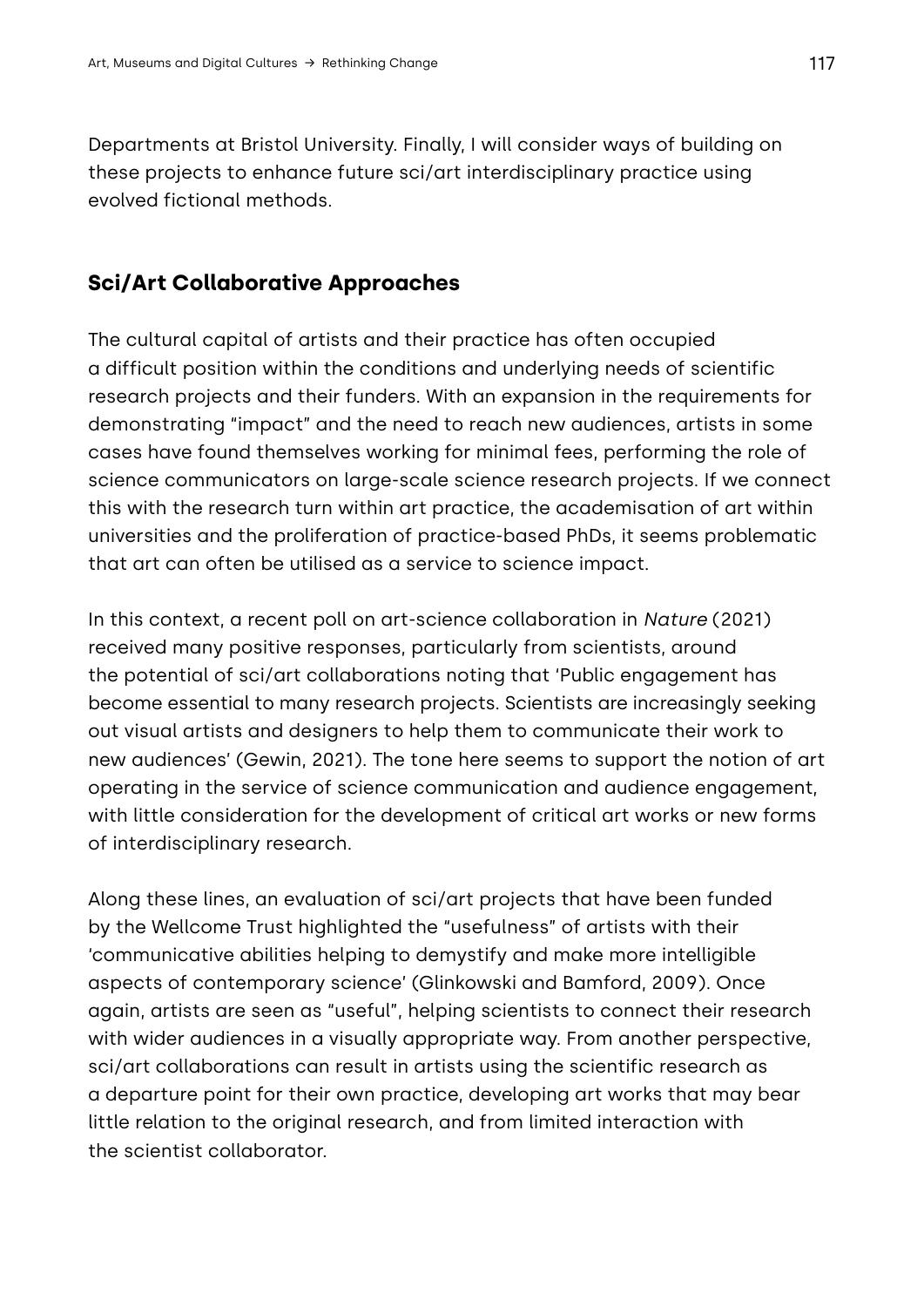Departments at Bristol University. Finally, I will consider ways of building on these projects to enhance future sci/art interdisciplinary practice using evolved fictional methods.

## Sci/Art Collaborative Approaches

The cultural capital of artists and their practice has often occupied a difficult position within the conditions and underlying needs of scientific research projects and their funders. With an expansion in the requirements for demonstrating "impact" and the need to reach new audiences, artists in some cases have found themselves working for minimal fees, performing the role of science communicators on large-scale science research projects. If we connect this with the research turn within art practice, the academisation of art within universities and the proliferation of practice-based PhDs, it seems problematic that art can often be utilised as a service to science impact.

In this context, a recent poll on art-science collaboration in *Nature* (2021) received many positive responses, particularly from scientists, around the potential of sci/art collaborations noting that 'Public engagement has become essential to many research projects. Scientists are increasingly seeking out visual artists and designers to help them to communicate their work to new audiences' (Gewin, 2021). The tone here seems to support the notion of art operating in the service of science communication and audience engagement, with little consideration for the development of critical art works or new forms of interdisciplinary research.

Along these lines, an evaluation of sci/art projects that have been funded by the Wellcome Trust highlighted the "usefulness" of artists with their 'communicative abilities helping to demystify and make more intelligible aspects of contemporary science' (Glinkowski and Bamford, 2009). Once again, artists are seen as "useful", helping scientists to connect their research with wider audiences in a visually appropriate way. From another perspective, sci/art collaborations can result in artists using the scientific research as a departure point for their own practice, developing art works that may bear little relation to the original research, and from limited interaction with the scientist collaborator.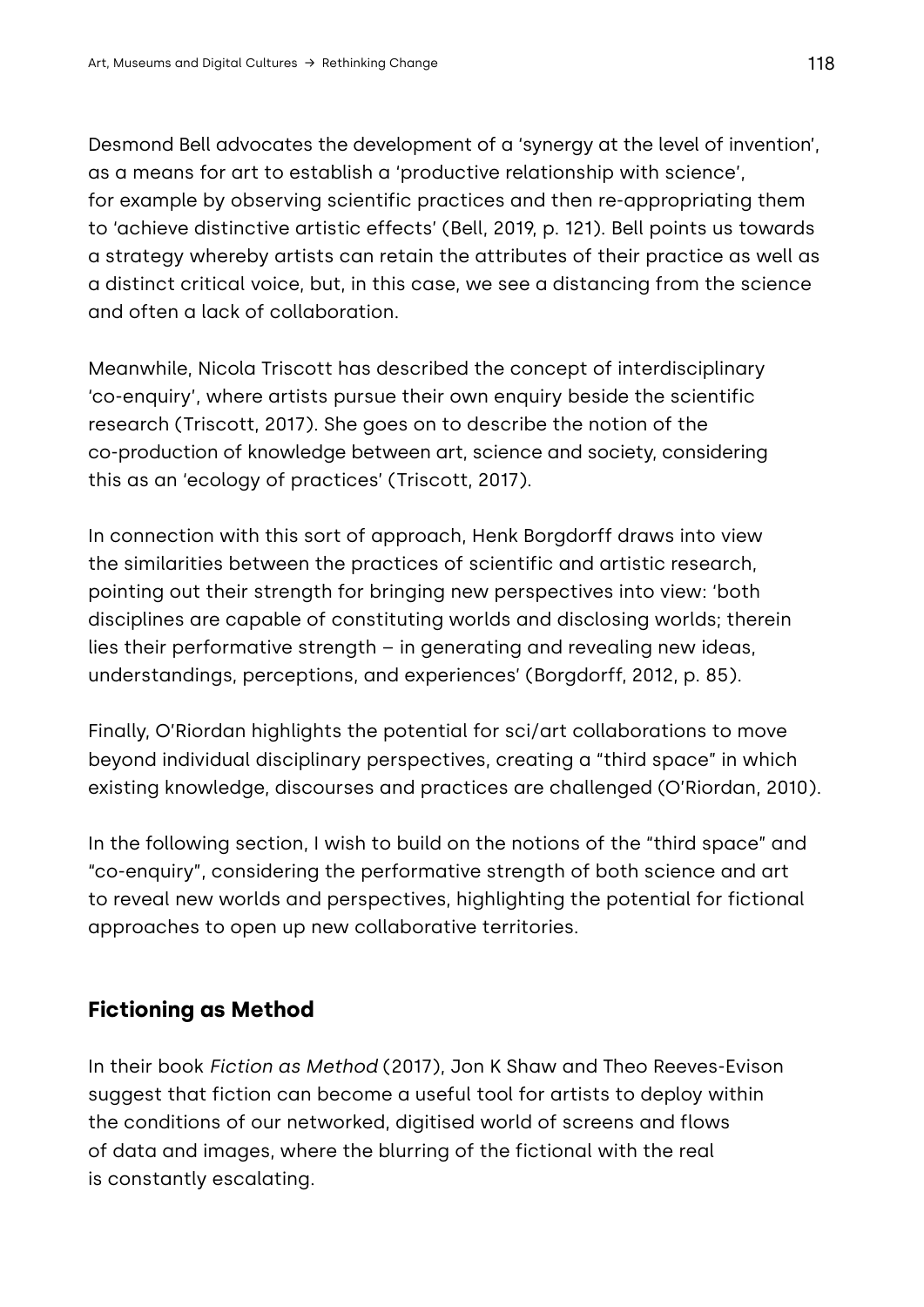Desmond Bell advocates the development of a 'synergy at the level of invention', as a means for art to establish a 'productive relationship with science', for example by observing scientific practices and then re-appropriating them to 'achieve distinctive artistic effects' (Bell, 2019, p. 121). Bell points us towards a strategy whereby artists can retain the attributes of their practice as well as a distinct critical voice, but, in this case, we see a distancing from the science and often a lack of collaboration.

Meanwhile, Nicola Triscott has described the concept of interdisciplinary 'co-enquiry', where artists pursue their own enquiry beside the scientific research (Triscott, 2017). She goes on to describe the notion of the co-production of knowledge between art, science and society, considering this as an 'ecology of practices' (Triscott, 2017).

In connection with this sort of approach, Henk Borgdorff draws into view the similarities between the practices of scientific and artistic research, pointing out their strength for bringing new perspectives into view: 'both disciplines are capable of constituting worlds and disclosing worlds; therein lies their performative strength – in generating and revealing new ideas, understandings, perceptions, and experiences' (Borgdorff, 2012, p. 85).

Finally, O'Riordan highlights the potential for sci/art collaborations to move beyond individual disciplinary perspectives, creating a "third space" in which existing knowledge, discourses and practices are challenged (O'Riordan, 2010).

In the following section, I wish to build on the notions of the "third space" and "co-enquiry", considering the performative strength of both science and art to reveal new worlds and perspectives, highlighting the potential for fictional approaches to open up new collaborative territories.

## Fictioning as Method

In their book *Fiction as Method* (2017), Jon K Shaw and Theo Reeves-Evison suggest that fiction can become a useful tool for artists to deploy within the conditions of our networked, digitised world of screens and flows of data and images, where the blurring of the fictional with the real is constantly escalating.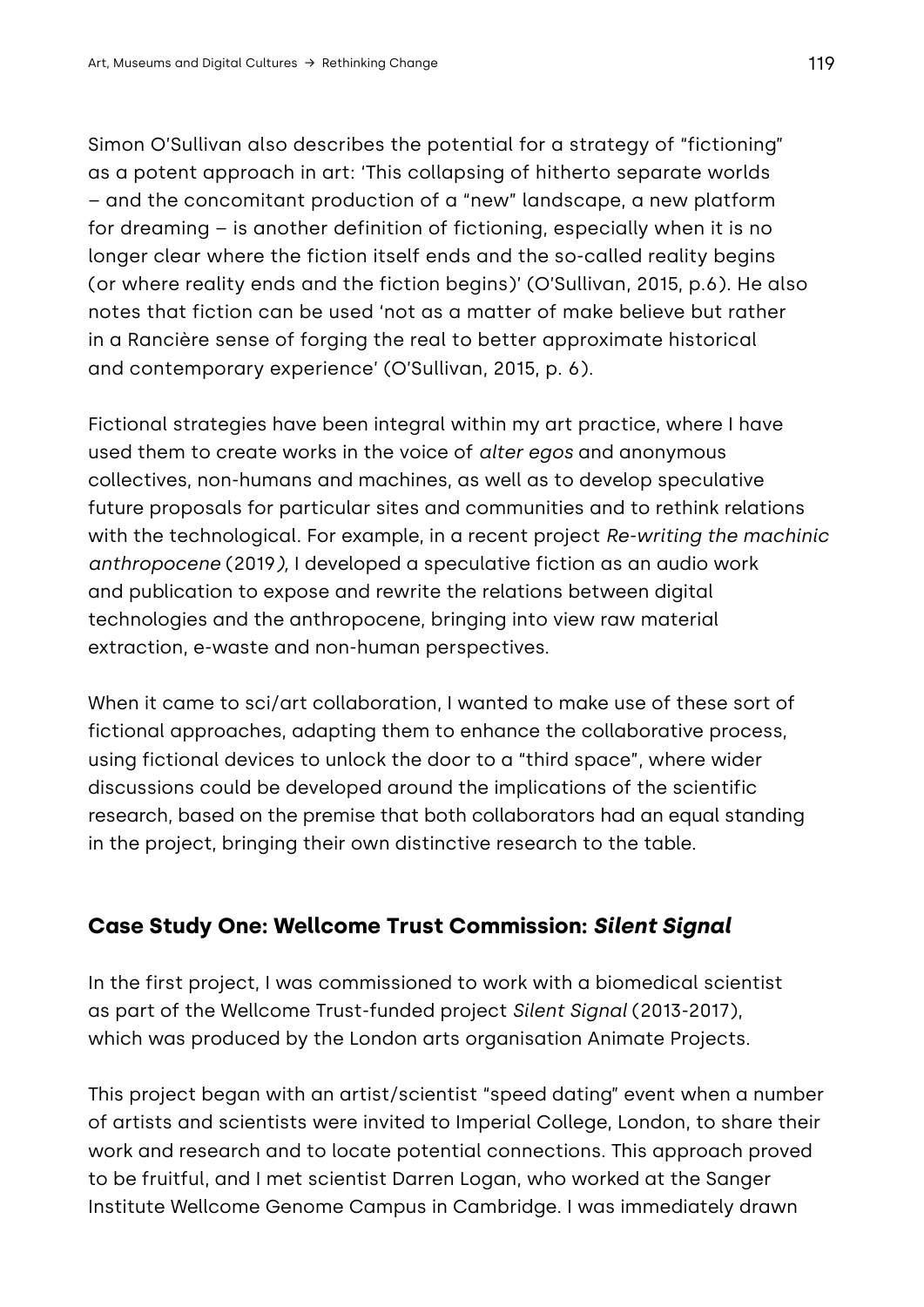Simon O'Sullivan also describes the potential for a strategy of "fictioning" as a potent approach in art: 'This collapsing of hitherto separate worlds – and the concomitant production of a "new" landscape, a new platform for dreaming – is another definition of fictioning, especially when it is no longer clear where the fiction itself ends and the so-called reality begins (or where reality ends and the fiction begins)' (O'Sullivan, 2015, p.6). He also notes that fiction can be used 'not as a matter of make believe but rather in a Rancière sense of forging the real to better approximate historical and contemporary experience' (O'Sullivan, 2015, p. 6).

Fictional strategies have been integral within my art practice, where I have used them to create works in the voice of *alter egos* and anonymous collectives, non-humans and machines, as well as to develop speculative future proposals for particular sites and communities and to rethink relations with the technological. For example, in a recent project *Re-writing the machinic anthropocene* (2019), I developed a speculative fiction as an audio work and publication to expose and rewrite the relations between digital technologies and the anthropocene, bringing into view raw material extraction, e-waste and non-human perspectives.

When it came to sci/art collaboration, I wanted to make use of these sort of fictional approaches, adapting them to enhance the collaborative process, using fictional devices to unlock the door to a "third space", where wider discussions could be developed around the implications of the scientific research, based on the premise that both collaborators had an equal standing in the project, bringing their own distinctive research to the table.

## Case Study One: Wellcome Trust Commission: *Silent Signal*

In the first project, I was commissioned to work with a biomedical scientist as part of the Wellcome Trust-funded project *Silent Signal* (2013-2017), which was produced by the London arts organisation Animate Projects.

This project began with an artist/scientist "speed dating" event when a number of artists and scientists were invited to Imperial College, London, to share their work and research and to locate potential connections. This approach proved to be fruitful, and I met scientist Darren Logan, who worked at the Sanger Institute Wellcome Genome Campus in Cambridge. I was immediately drawn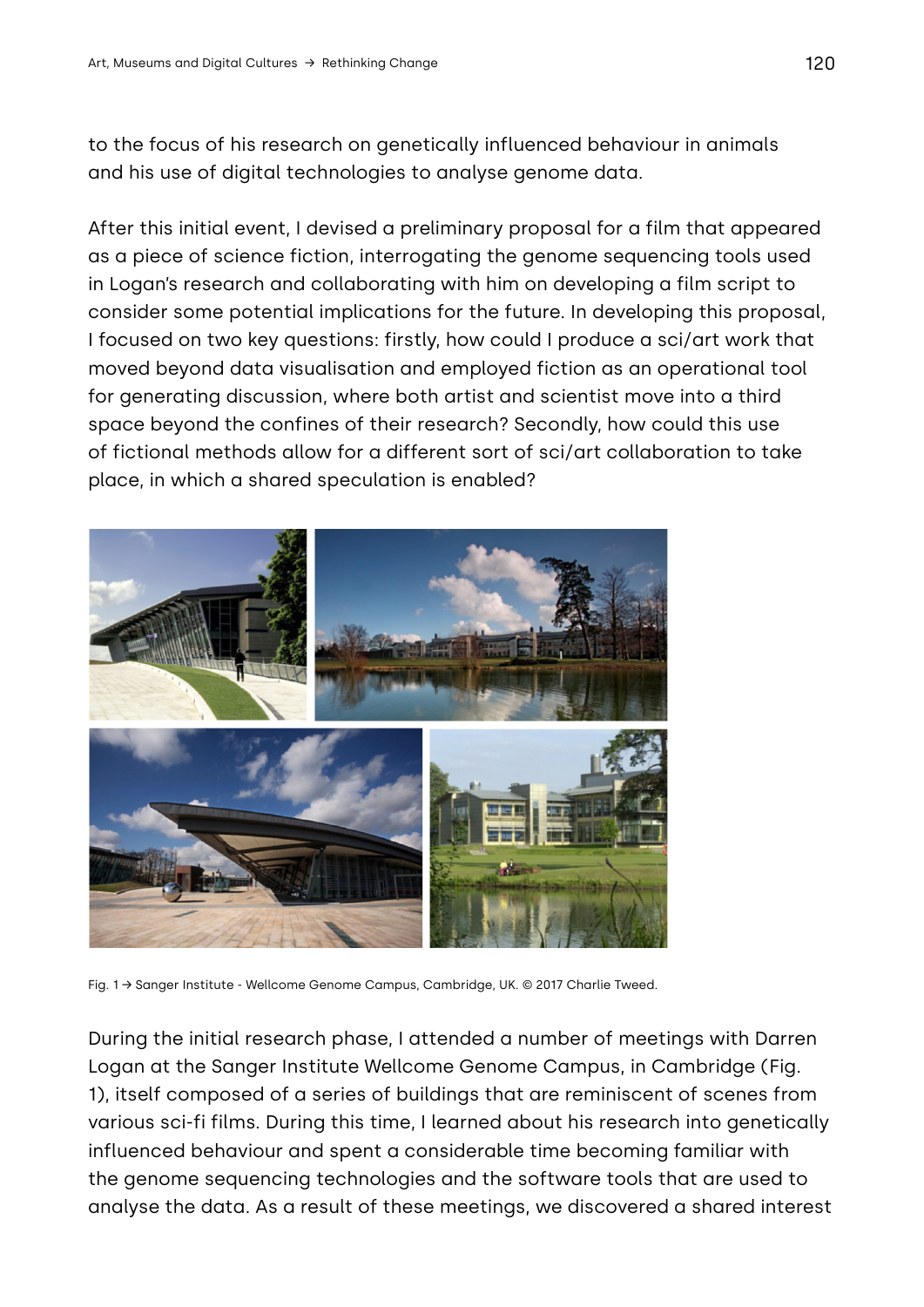to the focus of his research on genetically influenced behaviour in animals and his use of digital technologies to analyse genome data.

After this initial event, I devised a preliminary proposal for a film that appeared as a piece of science fiction, interrogating the genome sequencing tools used in Logan's research and collaborating with him on developing a film script to consider some potential implications for the future. In developing this proposal, I focused on two key questions: firstly, how could I produce a sci/art work that moved beyond data visualisation and employed fiction as an operational tool for generating discussion, where both artist and scientist move into a third space beyond the confines of their research? Secondly, how could this use of fictional methods allow for a different sort of sci/art collaboration to take place, in which a shared speculation is enabled?

Fig. 1 → Sanger Institute - Wellcome Genome Campus, Cambridge, UK. © 2017 Charlie Tweed.

During the initial research phase, I attended a number of meetings with Darren Logan at the Sanger Institute Wellcome Genome Campus, in Cambridge (Fig. 1), itself composed of a series of buildings that are reminiscent of scenes from various sci-fi films. During this time, I learned about his research into genetically influenced behaviour and spent a considerable time becoming familiar with the genome sequencing technologies and the software tools that are used to analyse the data. As a result of these meetings, we discovered a shared interest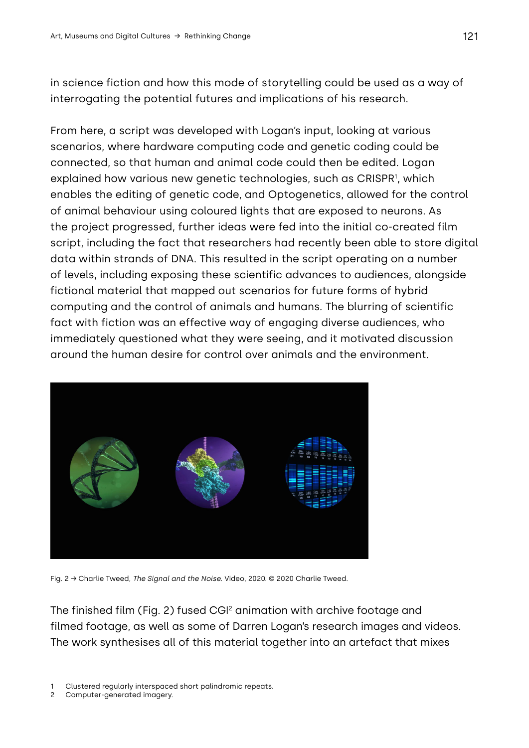in science fiction and how this mode of storytelling could be used as a way of interrogating the potential futures and implications of his research.

From here, a script was developed with Logan's input, looking at various scenarios, where hardware computing code and genetic coding could be connected, so that human and animal code could then be edited. Logan explained how various new genetic technologies, such as CRISPR[1], which enables the editing of genetic code, and Optogenetics, allowed for the control of animal behaviour using coloured lights that are exposed to neurons. As the project progressed, further ideas were fed into the initial co-created film script, including the fact that researchers had recently been able to store digital data within strands of DNA. This resulted in the script operating on a number of levels, including exposing these scientific advances to audiences, alongside fictional material that mapped out scenarios for future forms of hybrid computing and the control of animals and humans. The blurring of scientific fact with fiction was an effective way of engaging diverse audiences, who immediately questioned what they were seeing, and it motivated discussion around the human desire for control over animals and the environment.

Fig. 2 → Charlie Tweed, *The Signal and the Noise.* Video, 2020. © 2020 Charlie Tweed.

The finished film (Fig. 2) fused CGI[2] animation with archive footage and filmed footage, as well as some of Darren Logan's research images and videos. The work synthesises all of this material together into an artefact that mixes

1 Clustered regularly interspaced short palindromic repeats.
2 Computer-generated imagery.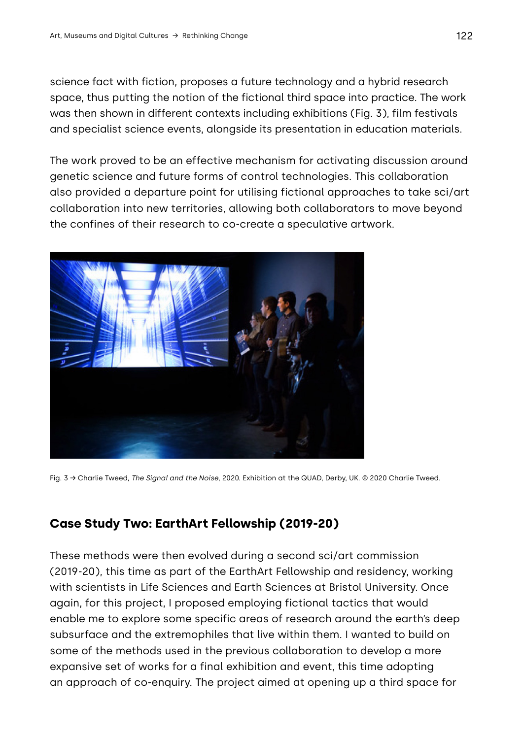science fact with fiction, proposes a future technology and a hybrid research space, thus putting the notion of the fictional third space into practice. The work was then shown in different contexts including exhibitions (Fig. 3), film festivals and specialist science events, alongside its presentation in education materials.

The work proved to be an effective mechanism for activating discussion around genetic science and future forms of control technologies. This collaboration also provided a departure point for utilising fictional approaches to take sci/art collaboration into new territories, allowing both collaborators to move beyond the confines of their research to co-create a speculative artwork.

Fig. 3 → Charlie Tweed, *The Signal and the Noise*, 2020. Exhibition at the QUAD, Derby, UK. © 2020 Charlie Tweed.

## Case Study Two: EarthArt Fellowship (2019-20)

These methods were then evolved during a second sci/art commission (2019-20), this time as part of the EarthArt Fellowship and residency, working with scientists in Life Sciences and Earth Sciences at Bristol University. Once again, for this project, I proposed employing fictional tactics that would enable me to explore some specific areas of research around the earth's deep subsurface and the extremophiles that live within them. I wanted to build on some of the methods used in the previous collaboration to develop a more expansive set of works for a final exhibition and event, this time adopting an approach of co-enquiry. The project aimed at opening up a third space for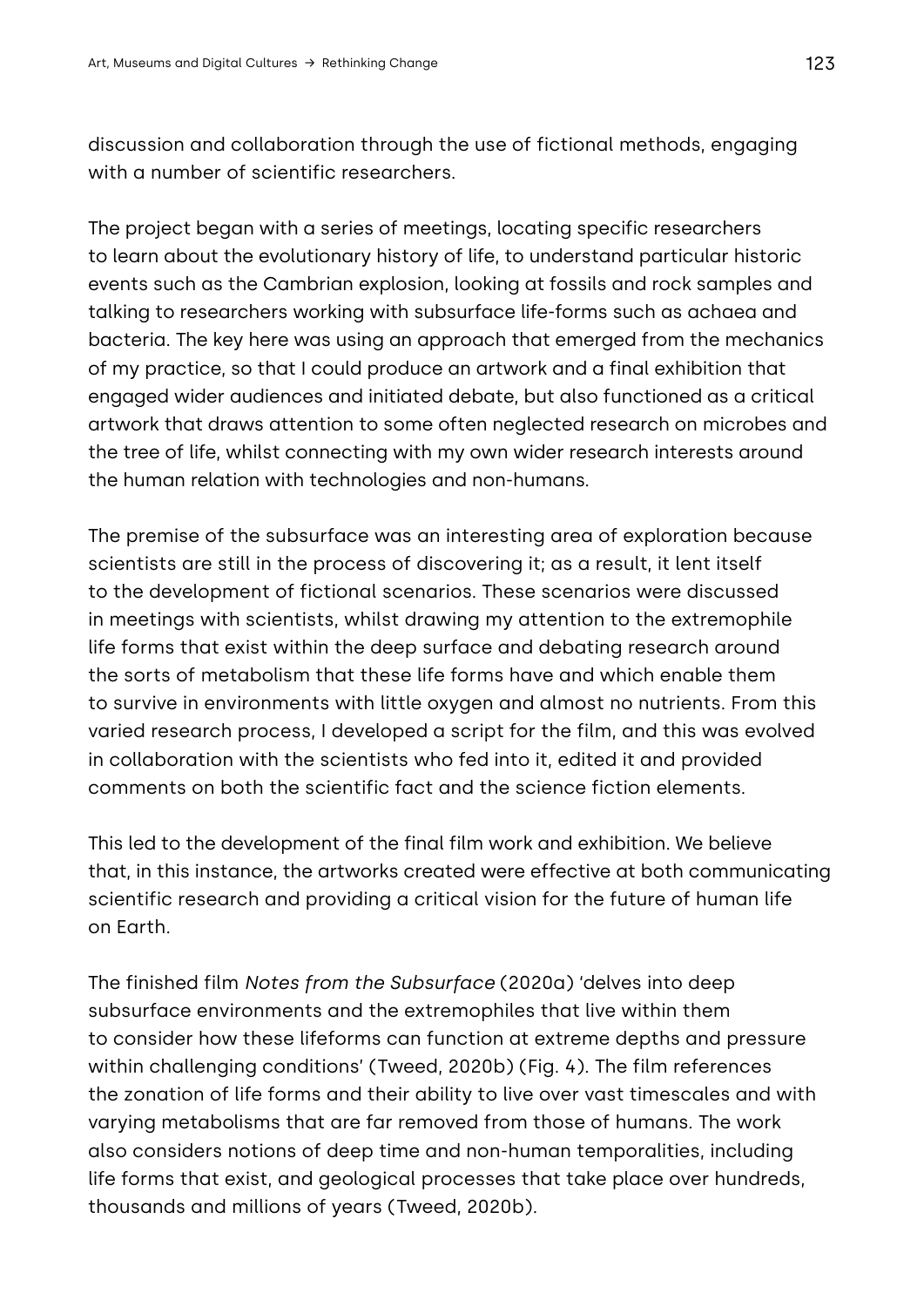discussion and collaboration through the use of fictional methods, engaging with a number of scientific researchers.

The project began with a series of meetings, locating specific researchers to learn about the evolutionary history of life, to understand particular historic events such as the Cambrian explosion, looking at fossils and rock samples and talking to researchers working with subsurface life-forms such as achaea and bacteria. The key here was using an approach that emerged from the mechanics of my practice, so that I could produce an artwork and a final exhibition that engaged wider audiences and initiated debate, but also functioned as a critical artwork that draws attention to some often neglected research on microbes and the tree of life, whilst connecting with my own wider research interests around the human relation with technologies and non-humans.

The premise of the subsurface was an interesting area of exploration because scientists are still in the process of discovering it; as a result, it lent itself to the development of fictional scenarios. These scenarios were discussed in meetings with scientists, whilst drawing my attention to the extremophile life forms that exist within the deep surface and debating research around the sorts of metabolism that these life forms have and which enable them to survive in environments with little oxygen and almost no nutrients. From this varied research process, I developed a script for the film, and this was evolved in collaboration with the scientists who fed into it, edited it and provided comments on both the scientific fact and the science fiction elements.

This led to the development of the final film work and exhibition. We believe that, in this instance, the artworks created were effective at both communicating scientific research and providing a critical vision for the future of human life on Earth.

The finished film *Notes from the Subsurface* (2020a) 'delves into deep subsurface environments and the extremophiles that live within them to consider how these lifeforms can function at extreme depths and pressure within challenging conditions' (Tweed, 2020b) (Fig. 4). The film references the zonation of life forms and their ability to live over vast timescales and with varying metabolisms that are far removed from those of humans. The work also considers notions of deep time and non-human temporalities, including life forms that exist, and geological processes that take place over hundreds, thousands and millions of years (Tweed, 2020b).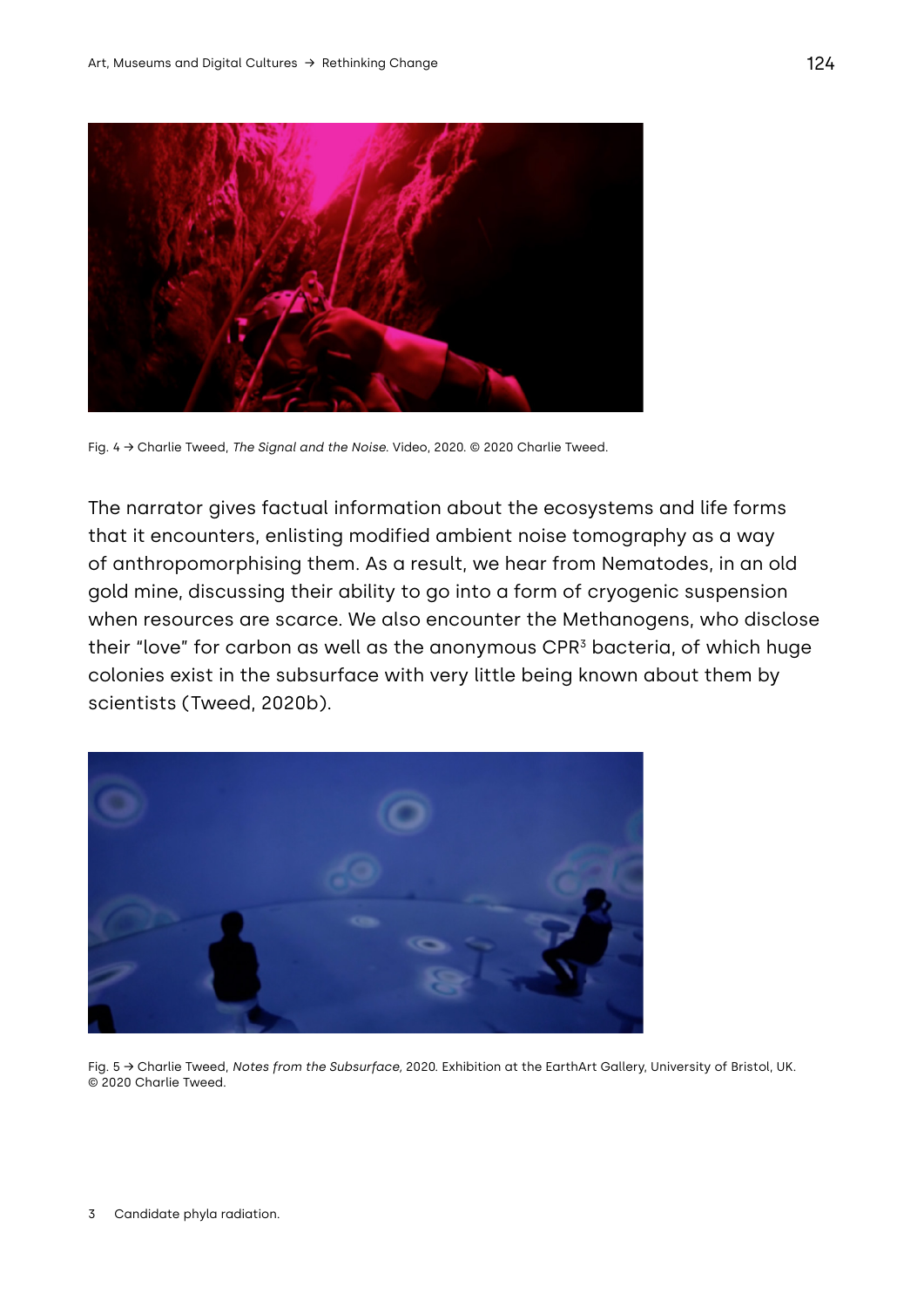Fig. 4 → Charlie Tweed, *The Signal and the Noise*. Video, 2020. © 2020 Charlie Tweed.

The narrator gives factual information about the ecosystems and life forms that it encounters, enlisting modified ambient noise tomography as a way of anthropomorphising them. As a result, we hear from Nematodes, in an old gold mine, discussing their ability to go into a form of cryogenic suspension when resources are scarce. We also encounter the Methanogens, who disclose their "love" for carbon as well as the anonymous CPR[3] bacteria, of which huge colonies exist in the subsurface with very little being known about them by scientists (Tweed, 2020b).

Fig. 5 → Charlie Tweed, *Notes from the Subsurface*, 2020. Exhibition at the EarthArt Gallery, University of Bristol, UK. © 2020 Charlie Tweed.

3 Candidate phyla radiation.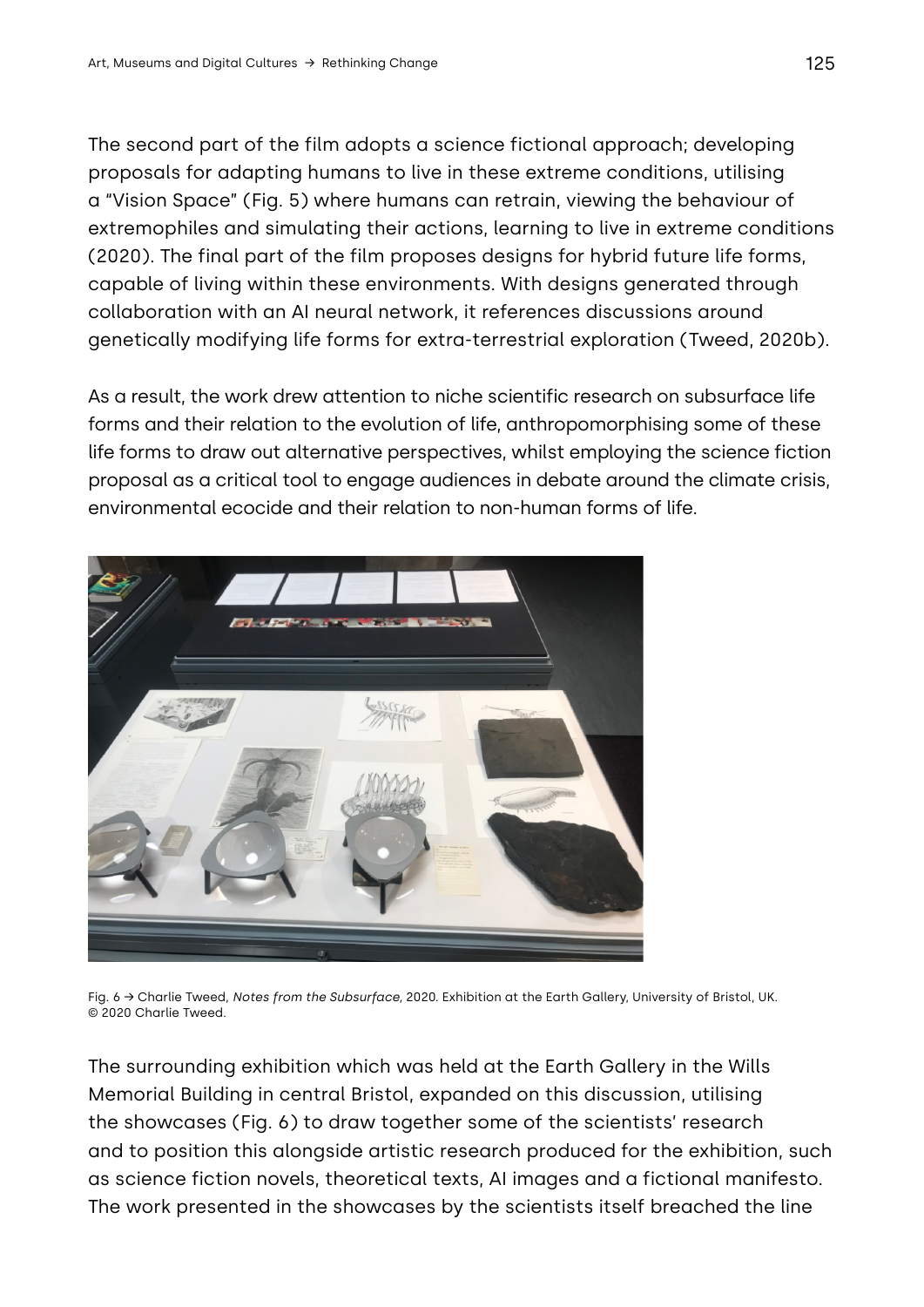The second part of the film adopts a science fictional approach; developing proposals for adapting humans to live in these extreme conditions, utilising a "Vision Space" (Fig. 5) where humans can retrain, viewing the behaviour of extremophiles and simulating their actions, learning to live in extreme conditions (2020). The final part of the film proposes designs for hybrid future life forms, capable of living within these environments. With designs generated through collaboration with an AI neural network, it references discussions around genetically modifying life forms for extra-terrestrial exploration (Tweed, 2020b).

As a result, the work drew attention to niche scientific research on subsurface life forms and their relation to the evolution of life, anthropomorphising some of these life forms to draw out alternative perspectives, whilst employing the science fiction proposal as a critical tool to engage audiences in debate around the climate crisis, environmental ecocide and their relation to non-human forms of life.

Fig. 6 → Charlie Tweed, *Notes from the Subsurface,* 2020. Exhibition at the Earth Gallery, University of Bristol, UK. © 2020 Charlie Tweed.

The surrounding exhibition which was held at the Earth Gallery in the Wills Memorial Building in central Bristol, expanded on this discussion, utilising the showcases (Fig. 6) to draw together some of the scientists' research and to position this alongside artistic research produced for the exhibition, such as science fiction novels, theoretical texts, AI images and a fictional manifesto. The work presented in the showcases by the scientists itself breached the line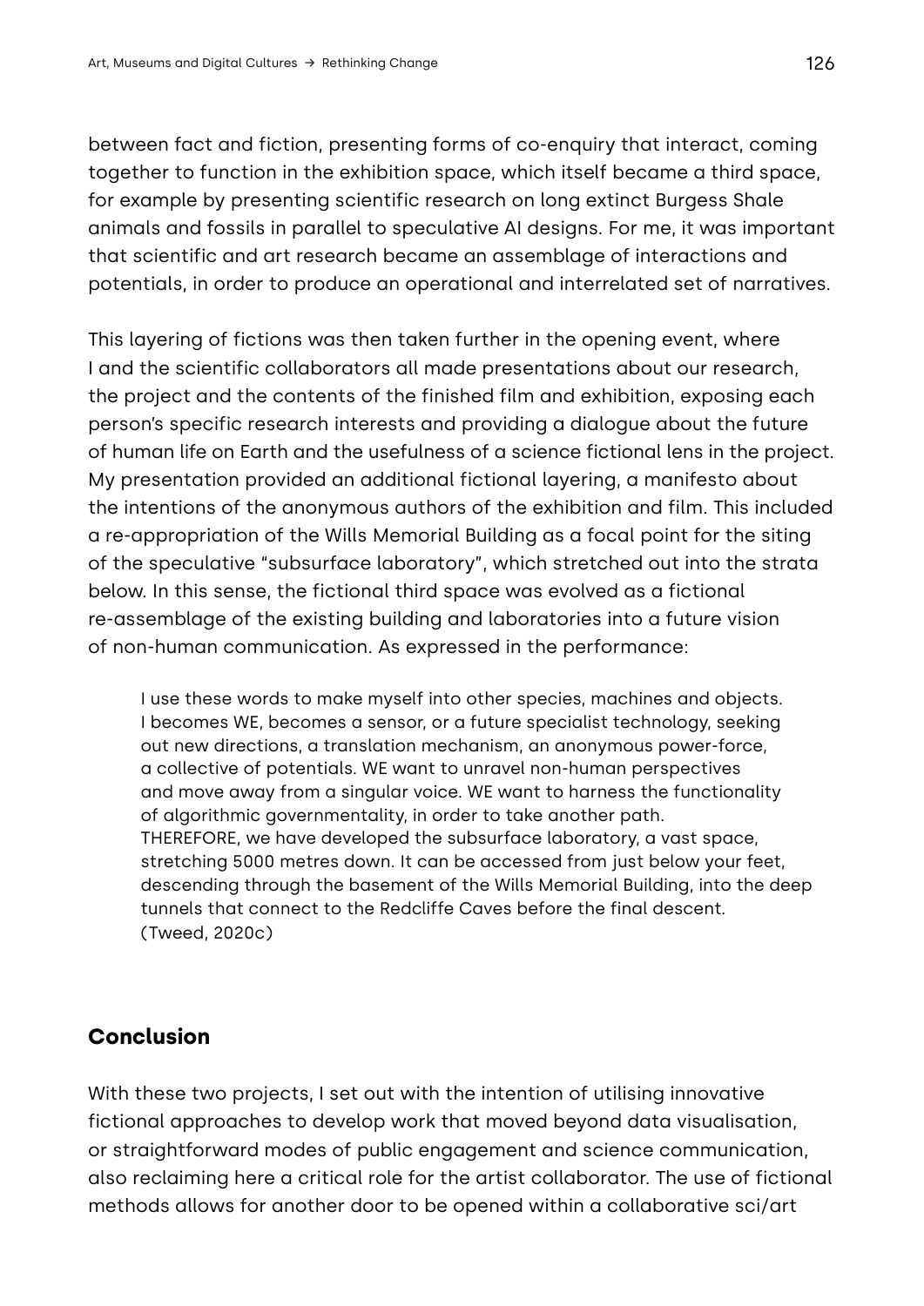between fact and fiction, presenting forms of co-enquiry that interact, coming together to function in the exhibition space, which itself became a third space, for example by presenting scientific research on long extinct Burgess Shale animals and fossils in parallel to speculative AI designs. For me, it was important that scientific and art research became an assemblage of interactions and potentials, in order to produce an operational and interrelated set of narratives.

This layering of fictions was then taken further in the opening event, where I and the scientific collaborators all made presentations about our research, the project and the contents of the finished film and exhibition, exposing each person's specific research interests and providing a dialogue about the future of human life on Earth and the usefulness of a science fictional lens in the project. My presentation provided an additional fictional layering, a manifesto about the intentions of the anonymous authors of the exhibition and film. This included a re-appropriation of the Wills Memorial Building as a focal point for the siting of the speculative "subsurface laboratory", which stretched out into the strata below. In this sense, the fictional third space was evolved as a fictional re-assemblage of the existing building and laboratories into a future vision of non-human communication. As expressed in the performance:

> I use these words to make myself into other species, machines and objects. I becomes WE, becomes a sensor, or a future specialist technology, seeking out new directions, a translation mechanism, an anonymous power-force, a collective of potentials. WE want to unravel non-human perspectives and move away from a singular voice. WE want to harness the functionality of algorithmic governmentality, in order to take another path. THEREFORE, we have developed the subsurface laboratory, a vast space, stretching 5000 metres down. It can be accessed from just below your feet, descending through the basement of the Wills Memorial Building, into the deep tunnels that connect to the Redcliffe Caves before the final descent. (Tweed, 2020c)

## Conclusion

With these two projects, I set out with the intention of utilising innovative fictional approaches to develop work that moved beyond data visualisation, or straightforward modes of public engagement and science communication, also reclaiming here a critical role for the artist collaborator. The use of fictional methods allows for another door to be opened within a collaborative sci/art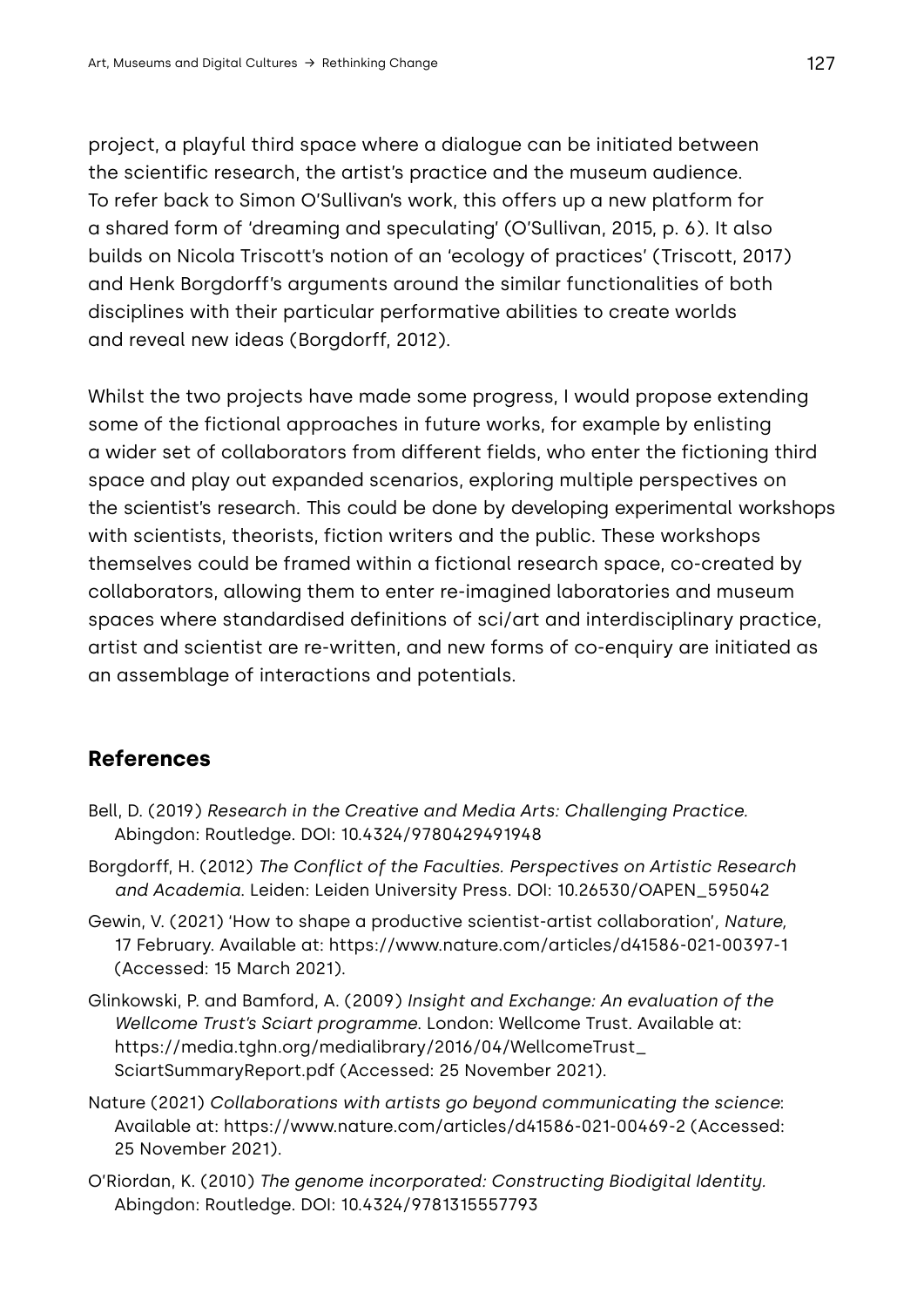project, a playful third space where a dialogue can be initiated between the scientific research, the artist's practice and the museum audience. To refer back to Simon O'Sullivan's work, this offers up a new platform for a shared form of 'dreaming and speculating' (O'Sullivan, 2015, p. 6). It also builds on Nicola Triscott's notion of an 'ecology of practices' (Triscott, 2017) and Henk Borgdorff's arguments around the similar functionalities of both disciplines with their particular performative abilities to create worlds and reveal new ideas (Borgdorff, 2012).

Whilst the two projects have made some progress, I would propose extending some of the fictional approaches in future works, for example by enlisting a wider set of collaborators from different fields, who enter the fictioning third space and play out expanded scenarios, exploring multiple perspectives on the scientist's research. This could be done by developing experimental workshops with scientists, theorists, fiction writers and the public. These workshops themselves could be framed within a fictional research space, co-created by collaborators, allowing them to enter re-imagined laboratories and museum spaces where standardised definitions of sci/art and interdisciplinary practice, artist and scientist are re-written, and new forms of co-enquiry are initiated as an assemblage of interactions and potentials.

## References

Bell, D. (2019) *Research in the Creative and Media Arts: Challenging Practice.* Abingdon: Routledge. DOI: 10.4324/9780429491948

Borgdorff, H. (2012) *The Conflict of the Faculties. Perspectives on Artistic Research and Academia*. Leiden: Leiden University Press. DOI: 10.26530/OAPEN_595042

Gewin, V. (2021) 'How to shape a productive scientist-artist collaboration', *Nature,* 17 February. Available at: https://www.nature.com/articles/d41586-021-00397-1 (Accessed: 15 March 2021).

Glinkowski, P. and Bamford, A. (2009) *Insight and Exchange: An evaluation of the Wellcome Trust's Sciart programme*. London: Wellcome Trust. Available at: https://media.tghn.org/medialibrary/2016/04/WellcomeTrust_SciartSummaryReport.pdf (Accessed: 25 November 2021).

Nature (2021) *Collaborations with artists go beyond communicating the science*: Available at: https://www.nature.com/articles/d41586-021-00469-2 (Accessed: 25 November 2021).

O'Riordan, K. (2010) *The genome incorporated: Constructing Biodigital Identity.* Abingdon: Routledge. DOI: 10.4324/9781315557793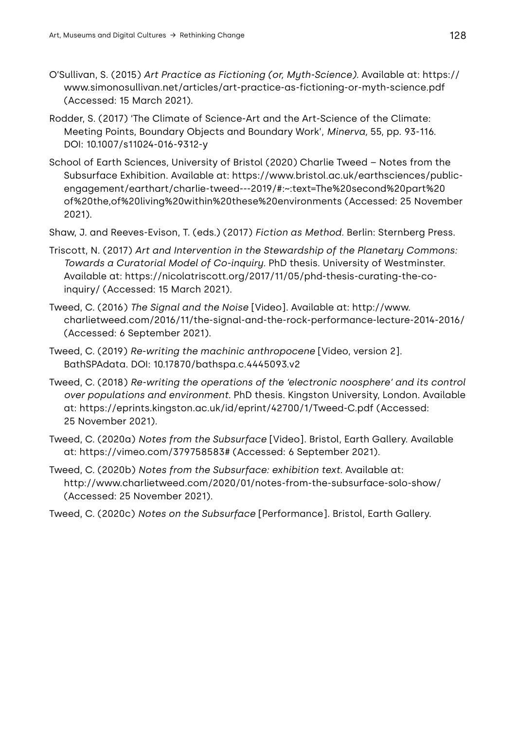O'Sullivan, S. (2015) *Art Practice as Fictioning (or, Myth-Science)*. Available at: https://www.simonosullivan.net/articles/art-practice-as-fictioning-or-myth-science.pdf (Accessed: 15 March 2021).

Rodder, S. (2017) 'The Climate of Science-Art and the Art-Science of the Climate: Meeting Points, Boundary Objects and Boundary Work', *Minerva*, 55, pp. 93-116. DOI: 10.1007/s11024-016-9312-y

School of Earth Sciences, University of Bristol (2020) Charlie Tweed – Notes from the Subsurface Exhibition. Available at: https://www.bristol.ac.uk/earthsciences/public-engagement/earthart/charlie-tweed---2019/#:~:text=The%20second%20part%20of%20the,of%20living%20within%20these%20environments (Accessed: 25 November 2021).

Shaw, J. and Reeves-Evison, T. (eds.) (2017) *Fiction as Method*. Berlin: Sternberg Press.

Triscott, N. (2017) *Art and Intervention in the Stewardship of the Planetary Commons: Towards a Curatorial Model of Co-inquiry*. PhD thesis. University of Westminster. Available at: https://nicolatriscott.org/2017/11/05/phd-thesis-curating-the-co-inquiry/ (Accessed: 15 March 2021).

Tweed, C. (2016) *The Signal and the Noise* [Video]. Available at: http://www.charlietweed.com/2016/11/the-signal-and-the-rock-performance-lecture-2014-2016/ (Accessed: 6 September 2021).

Tweed, C. (2019) *Re-writing the machinic anthropocene* [Video, version 2]. BathSPAdata. DOI: 10.17870/bathspa.c.4445093.v2

Tweed, C. (2018) *Re-writing the operations of the 'electronic noosphere' and its control over populations and environment*. PhD thesis. Kingston University, London. Available at: https://eprints.kingston.ac.uk/id/eprint/42700/1/Tweed-C.pdf (Accessed: 25 November 2021).

Tweed, C. (2020a) *Notes from the Subsurface* [Video]. Bristol, Earth Gallery. Available at: https://vimeo.com/379758583# (Accessed: 6 September 2021).

Tweed, C. (2020b) *Notes from the Subsurface: exhibition text*. Available at: http://www.charlietweed.com/2020/01/notes-from-the-subsurface-solo-show/ (Accessed: 25 November 2021).

Tweed, C. (2020c) *Notes on the Subsurface* [Performance]. Bristol, Earth Gallery.